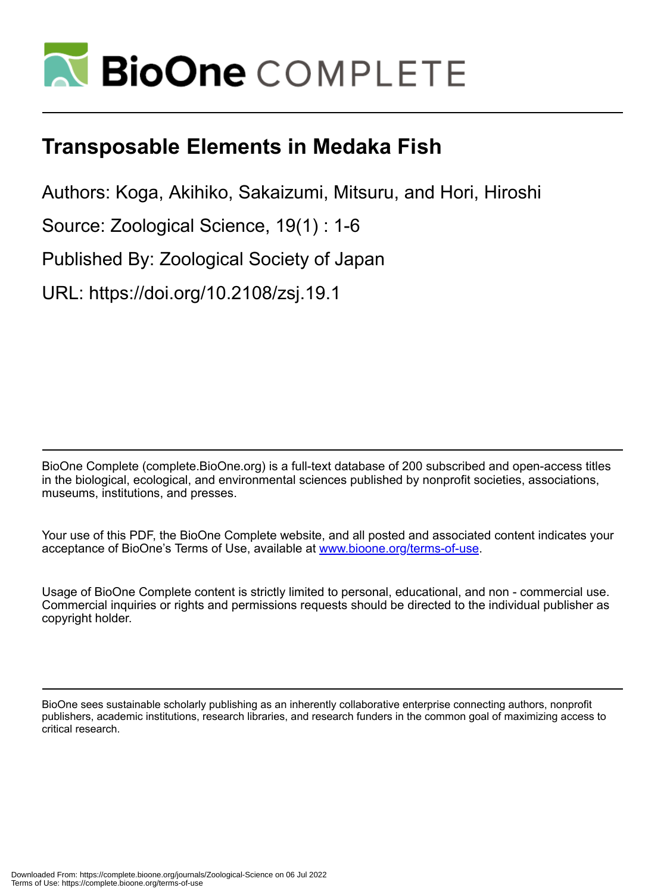# Transposable Elements in Medaka Fish

Authors: Koga, Akihiko, Sakaizumi, Mitsuru, and Hori, Hiroshi

Source: Zoological Science, 19(1) : 1-6

Published By: Zoological Society of Japan

URL: https://doi.org/10.2108/zsj.19.1

BioOne Complete (complete.BioOne.org) is a full-text database of 200 subscribed and open-access titles in the biological, ecological, and environmental sciences published by nonprofit societies, associations, museums, institutions, and presses.

Your use of this PDF, the BioOne Complete website, and all posted and associated content indicates your acceptance of BioOne's Terms of Use, available at www.bioone.org/terms-of-use.

Usage of BioOne Complete content is strictly limited to personal, educational, and non - commercial use. Commercial inquiries or rights and permissions requests should be directed to the individual publisher as copyright holder.

BioOne sees sustainable scholarly publishing as an inherently collaborative enterprise connecting authors, nonprofit publishers, academic institutions, research libraries, and research funders in the common goal of maximizing access to critical research.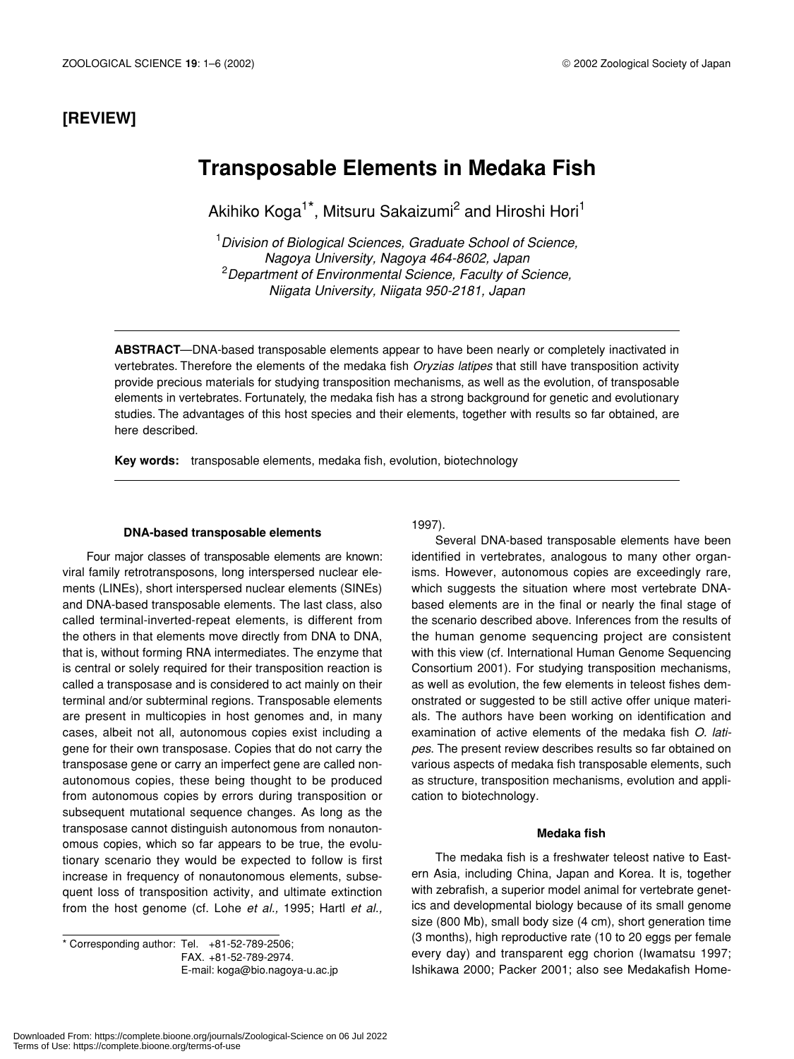**[REVIEW]**

# Transposable Elements in Medaka Fish

Akihiko Koga[1*], Mitsuru Sakaizumi[2] and Hiroshi Hori[1]

[1]*Division of Biological Sciences, Graduate School of Science, Nagoya University, Nagoya 464-8602, Japan*
[2]*Department of Environmental Science, Faculty of Science, Niigata University, Niigata 950-2181, Japan*

**ABSTRACT**—DNA-based transposable elements appear to have been nearly or completely inactivated in vertebrates. Therefore the elements of the medaka fish *Oryzias latipes* that still have transposition activity provide precious materials for studying transposition mechanisms, as well as the evolution, of transposable elements in vertebrates. Fortunately, the medaka fish has a strong background for genetic and evolutionary studies. The advantages of this host species and their elements, together with results so far obtained, are here described.

**Key words:** transposable elements, medaka fish, evolution, biotechnology

### DNA-based transposable elements

Four major classes of transposable elements are known: viral family retrotransposons, long interspersed nuclear elements (LINEs), short interspersed nuclear elements (SINEs) and DNA-based transposable elements. The last class, also called terminal-inverted-repeat elements, is different from the others in that elements move directly from DNA to DNA, that is, without forming RNA intermediates. The enzyme that is central or solely required for their transposition reaction is called a transposase and is considered to act mainly on their terminal and/or subterminal regions. Transposable elements are present in multicopies in host genomes and, in many cases, albeit not all, autonomous copies exist including a gene for their own transposase. Copies that do not carry the transposase gene or carry an imperfect gene are called non-autonomous copies, these being thought to be produced from autonomous copies by errors during transposition or subsequent mutational sequence changes. As long as the transposase cannot distinguish autonomous from nonautonomous copies, which so far appears to be true, the evolutionary scenario they would be expected to follow is first increase in frequency of nonautonomous elements, subsequent loss of transposition activity, and ultimate extinction from the host genome (cf. Lohe *et al.,* 1995; Hartl *et al.,* 1997).

Several DNA-based transposable elements have been identified in vertebrates, analogous to many other organisms. However, autonomous copies are exceedingly rare, which suggests the situation where most vertebrate DNA-based elements are in the final or nearly the final stage of the scenario described above. Inferences from the results of the human genome sequencing project are consistent with this view (cf. International Human Genome Sequencing Consortium 2001). For studying transposition mechanisms, as well as evolution, the few elements in teleost fishes demonstrated or suggested to be still active offer unique materials. The authors have been working on identification and examination of active elements of the medaka fish *O. latipes*. The present review describes results so far obtained on various aspects of medaka fish transposable elements, such as structure, transposition mechanisms, evolution and application to biotechnology.

### Medaka fish

The medaka fish is a freshwater teleost native to Eastern Asia, including China, Japan and Korea. It is, together with zebrafish, a superior model animal for vertebrate genetics and developmental biology because of its small genome size (800 Mb), small body size (4 cm), short generation time (3 months), high reproductive rate (10 to 20 eggs per female every day) and transparent egg chorion (Iwamatsu 1997; Ishikawa 2000; Packer 2001; also see Medakafish Home-

* Corresponding author: Tel. +81-52-789-2506;
FAX. +81-52-789-2974.
E-mail: koga@bio.nagoya-u.ac.jp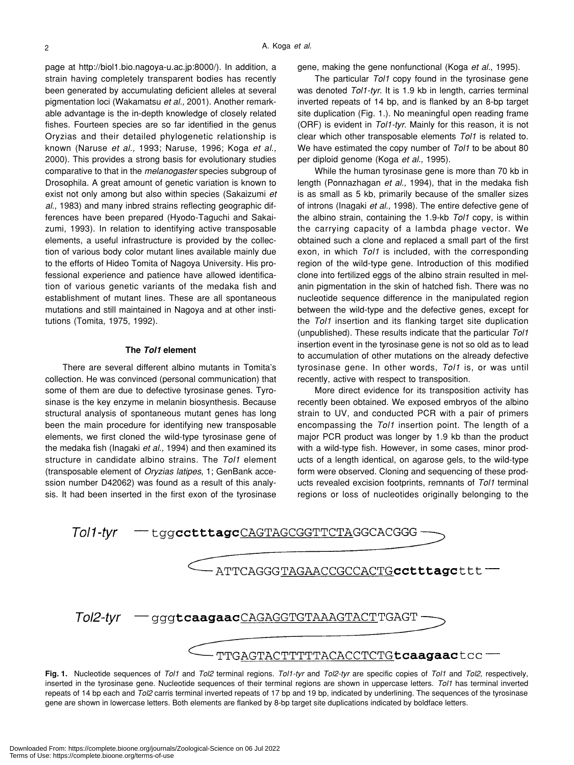page at http://biol1.bio.nagoya-u.ac.jp:8000/). In addition, a strain having completely transparent bodies has recently been generated by accumulating deficient alleles at several pigmentation loci (Wakamatsu *et al.,* 2001). Another remarkable advantage is the in-depth knowledge of closely related fishes. Fourteen species are so far identified in the genus Oryzias and their detailed phylogenetic relationship is known (Naruse *et al.,* 1993; Naruse, 1996; Koga *et al.,* 2000). This provides a strong basis for evolutionary studies comparative to that in the *melanogaster* species subgroup of Drosophila. A great amount of genetic variation is known to exist not only among but also within species (Sakaizumi *et al.,* 1983) and many inbred strains reflecting geographic differences have been prepared (Hyodo-Taguchi and Sakaizumi, 1993). In relation to identifying active transposable elements, a useful infrastructure is provided by the collection of various body color mutant lines available mainly due to the efforts of Hideo Tomita of Nagoya University. His professional experience and patience have allowed identification of various genetic variants of the medaka fish and establishment of mutant lines. These are all spontaneous mutations and still maintained in Nagoya and at other institutions (Tomita, 1975, 1992).

## The *Tol1* element

There are several different albino mutants in Tomita's collection. He was convinced (personal communication) that some of them are due to defective tyrosinase genes. Tyrosinase is the key enzyme in melanin biosynthesis. Because structural analysis of spontaneous mutant genes has long been the main procedure for identifying new transposable elements, we first cloned the wild-type tyrosinase gene of the medaka fish (Inagaki *et al.,* 1994) and then examined its structure in candidate albino strains. The *Tol1* element (transposable element of *Oryzias latipes*, 1; GenBank accession number D42062) was found as a result of this analysis. It had been inserted in the first exon of the tyrosinase gene, making the gene nonfunctional (Koga *et al.,* 1995).

The particular *Tol1* copy found in the tyrosinase gene was denoted *Tol1-tyr*. It is 1.9 kb in length, carries terminal inverted repeats of 14 bp, and is flanked by an 8-bp target site duplication (Fig. 1.). No meaningful open reading frame (ORF) is evident in *Tol1-tyr*. Mainly for this reason, it is not clear which other transposable elements *Tol1* is related to. We have estimated the copy number of *Tol1* to be about 80 per diploid genome (Koga *et al.,* 1995).

While the human tyrosinase gene is more than 70 kb in length (Ponnazhagan *et al.,* 1994), that in the medaka fish is as small as 5 kb, primarily because of the smaller sizes of introns (Inagaki *et al.,* 1998). The entire defective gene of the albino strain, containing the 1.9-kb *Tol1* copy, is within the carrying capacity of a lambda phage vector. We obtained such a clone and replaced a small part of the first exon, in which *Tol1* is included, with the corresponding region of the wild-type gene. Introduction of this modified clone into fertilized eggs of the albino strain resulted in melanin pigmentation in the skin of hatched fish. There was no nucleotide sequence difference in the manipulated region between the wild-type and the defective genes, except for the *Tol1* insertion and its flanking target site duplication (unpublished). These results indicate that the particular *Tol1* insertion event in the tyrosinase gene is not so old as to lead to accumulation of other mutations on the already defective tyrosinase gene. In other words, *Tol1* is, or was until recently, active with respect to transposition.

More direct evidence for its transposition activity has recently been obtained. We exposed embryos of the albino strain to UV, and conducted PCR with a pair of primers encompassing the *Tol1* insertion point. The length of a major PCR product was longer by 1.9 kb than the product with a wild-type fish. However, in some cases, minor products of a length identical, on agarose gels, to the wild-type form were observed. Cloning and sequencing of these products revealed excision footprints, remnants of *Tol1* terminal regions or loss of nucleotides originally belonging to the

*Tol1-tyr* — tgg**cctttagc**CAGTAGCGGTTCTAGGCACGGG —

— ATTCAGGGTAGAACCGCCACTG**cctttagc**ttt —

*Tol2-tyr* — ggg**tcaagaac**CAGAGGTGTAAAGTACTTGAGT —

— TTGAGTACTTTTTACACCTCTG**tcaagaac**tcc —

**Fig. 1.** Nucleotide sequences of *Tol1* and *Tol2* terminal regions. *Tol1-tyr* and *Tol2-tyr* are specific copies of *Tol1* and *Tol2*, respectively, inserted in the tyrosinase gene. Nucleotide sequences of their terminal regions are shown in uppercase letters. *Tol1* has terminal inverted repeats of 14 bp each and *Tol2* carris terminal inverted repeats of 17 bp and 19 bp, indicated by underlining. The sequences of the tyrosinase gene are shown in lowercase letters. Both elements are flanked by 8-bp target site duplications indicated by boldface letters.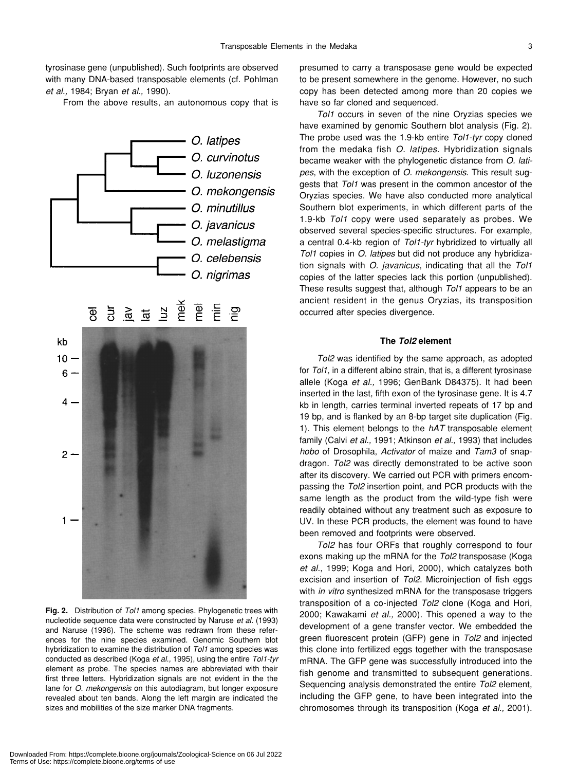tyrosinase gene (unpublished). Such footprints are observed with many DNA-based transposable elements (cf. Pohlman *et al.,* 1984; Bryan *et al.,* 1990).

From the above results, an autonomous copy that is presumed to carry a transposase gene would be expected to be present somewhere in the genome. However, no such copy has been detected among more than 20 copies we have so far cloned and sequenced.

*Tol1* occurs in seven of the nine Oryzias species we have examined by genomic Southern blot analysis (Fig. 2). The probe used was the 1.9-kb entire *Tol1-tyr* copy cloned from the medaka fish *O. latipes*. Hybridization signals became weaker with the phylogenetic distance from *O. latipes*, with the exception of *O. mekongensis*. This result suggests that *Tol1* was present in the common ancestor of the Oryzias species. We have also conducted more analytical Southern blot experiments, in which different parts of the 1.9-kb *Tol1* copy were used separately as probes. We observed several species-specific structures. For example, a central 0.4-kb region of *Tol1-tyr* hybridized to virtually all *Tol1* copies in *O. latipes* but did not produce any hybridization signals with *O. javanicus*, indicating that all the *Tol1* copies of the latter species lack this portion (unpublished). These results suggest that, although *Tol1* appears to be an ancient resident in the genus Oryzias, its transposition occurred after species divergence.

**Fig. 2.** Distribution of *Tol1* among species. Phylogenetic trees with nucleotide sequence data were constructed by Naruse *et al.* (1993) and Naruse (1996). The scheme was redrawn from these references for the nine species examined. Genomic Southern blot hybridization to examine the distribution of *Tol1* among species was conducted as described (Koga *et al.,* 1995), using the entire *Tol1-tyr* element as probe. The species names are abbreviated with their first three letters. Hybridization signals are not evident in the lane for *O. mekongensis* on this autodiagram, but longer exposure revealed about ten bands. Along the left margin are indicated the sizes and mobilities of the size marker DNA fragments.

### The *Tol2* element

*Tol2* was identified by the same approach, as adopted for *Tol1*, in a different albino strain, that is, a different tyrosinase allele (Koga *et al.,* 1996; GenBank D84375). It had been inserted in the last, fifth exon of the tyrosinase gene. It is 4.7 kb in length, carries terminal inverted repeats of 17 bp and 19 bp, and is flanked by an 8-bp target site duplication (Fig. 1). This element belongs to the *hAT* transposable element family (Calvi *et al.,* 1991; Atkinson *et al.,* 1993) that includes *hobo* of Drosophila, *Activator* of maize and *Tam3* of snapdragon. *Tol2* was directly demonstrated to be active soon after its discovery. We carried out PCR with primers encompassing the *Tol2* insertion point, and PCR products with the same length as the product from the wild-type fish were readily obtained without any treatment such as exposure to UV. In these PCR products, the element was found to have been removed and footprints were observed.

*Tol2* has four ORFs that roughly correspond to four exons making up the mRNA for the *Tol2* transposase (Koga *et al*., 1999; Koga and Hori, 2000), which catalyzes both excision and insertion of *Tol2*. Microinjection of fish eggs with *in vitro* synthesized mRNA for the transposase triggers transposition of a co-injected *Tol2* clone (Koga and Hori, 2000; Kawakami *et al.,* 2000). This opened a way to the development of a gene transfer vector. We embedded the green fluorescent protein (GFP) gene in *Tol2* and injected this clone into fertilized eggs together with the transposase mRNA. The GFP gene was successfully introduced into the fish genome and transmitted to subsequent generations. Sequencing analysis demonstrated the entire *Tol2* element, including the GFP gene, to have been integrated into the chromosomes through its transposition (Koga *et al.,* 2001).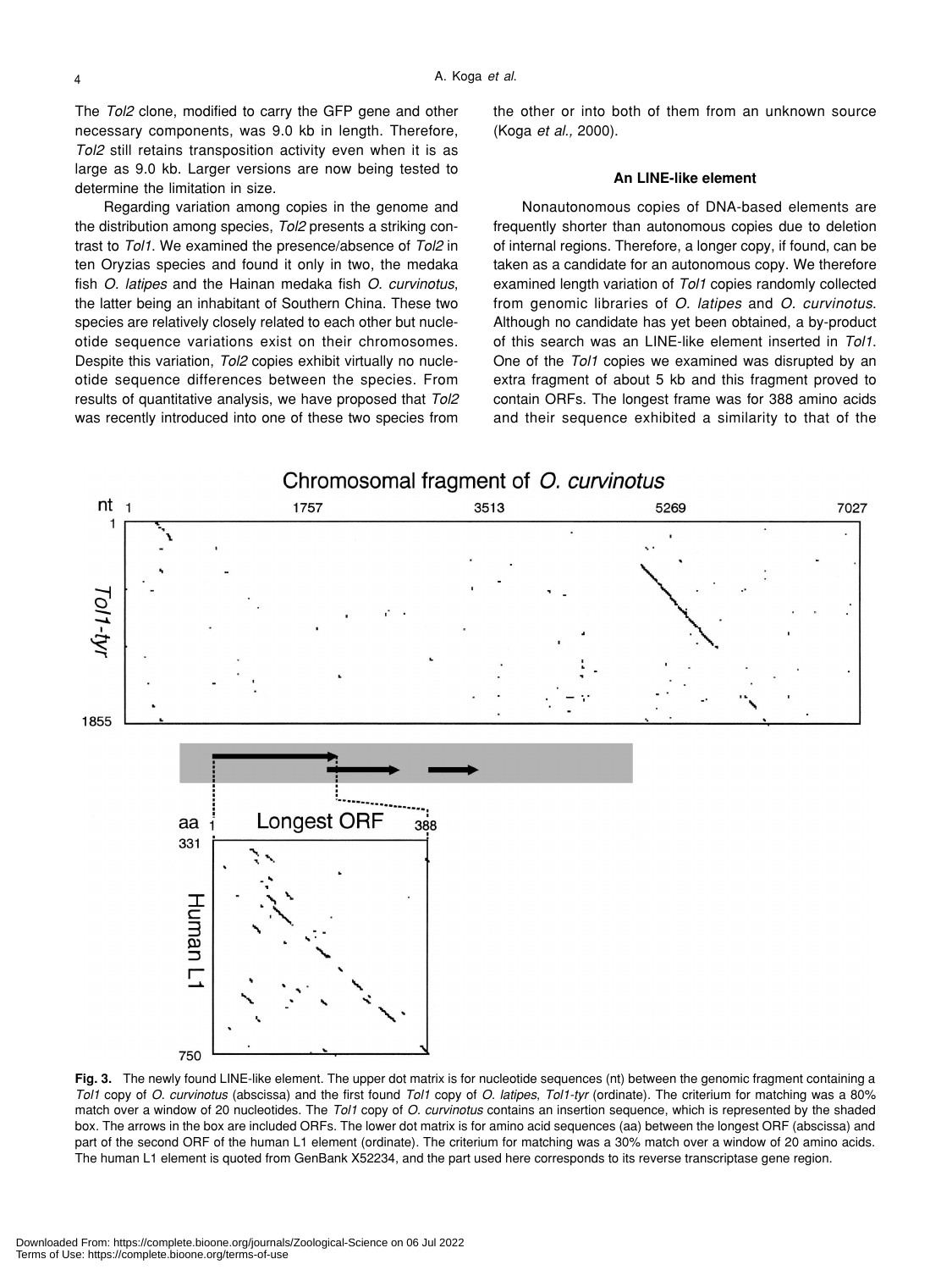The *Tol2* clone, modified to carry the GFP gene and other necessary components, was 9.0 kb in length. Therefore, *Tol2* still retains transposition activity even when it is as large as 9.0 kb. Larger versions are now being tested to determine the limitation in size.

Regarding variation among copies in the genome and the distribution among species, *Tol2* presents a striking contrast to *Tol1*. We examined the presence/absence of *Tol2* in ten Oryzias species and found it only in two, the medaka fish *O. latipes* and the Hainan medaka fish *O. curvinotus*, the latter being an inhabitant of Southern China. These two species are relatively closely related to each other but nucleotide sequence variations exist on their chromosomes. Despite this variation, *Tol2* copies exhibit virtually no nucleotide sequence differences between the species. From results of quantitative analysis, we have proposed that *Tol2* was recently introduced into one of these two species from the other or into both of them from an unknown source (Koga *et al.,* 2000).

### An LINE-like element

Nonautonomous copies of DNA-based elements are frequently shorter than autonomous copies due to deletion of internal regions. Therefore, a longer copy, if found, can be taken as a candidate for an autonomous copy. We therefore examined length variation of *Tol1* copies randomly collected from genomic libraries of *O. latipes* and *O. curvinotus*. Although no candidate has yet been obtained, a by-product of this search was an LINE-like element inserted in *Tol1*. One of the *Tol1* copies we examined was disrupted by an extra fragment of about 5 kb and this fragment proved to contain ORFs. The longest frame was for 388 amino acids and their sequence exhibited a similarity to that of the

**Fig. 3.** The newly found LINE-like element. The upper dot matrix is for nucleotide sequences (nt) between the genomic fragment containing a *Tol1* copy of *O. curvinotus* (abscissa) and the first found *Tol1* copy of *O. latipes*, *Tol1-tyr* (ordinate). The criterium for matching was a 80% match over a window of 20 nucleotides. The *Tol1* copy of *O. curvinotus* contains an insertion sequence, which is represented by the shaded box. The arrows in the box are included ORFs. The lower dot matrix is for amino acid sequences (aa) between the longest ORF (abscissa) and part of the second ORF of the human L1 element (ordinate). The criterium for matching was a 30% match over a window of 20 amino acids. The human L1 element is quoted from GenBank X52234, and the part used here corresponds to its reverse transcriptase gene region.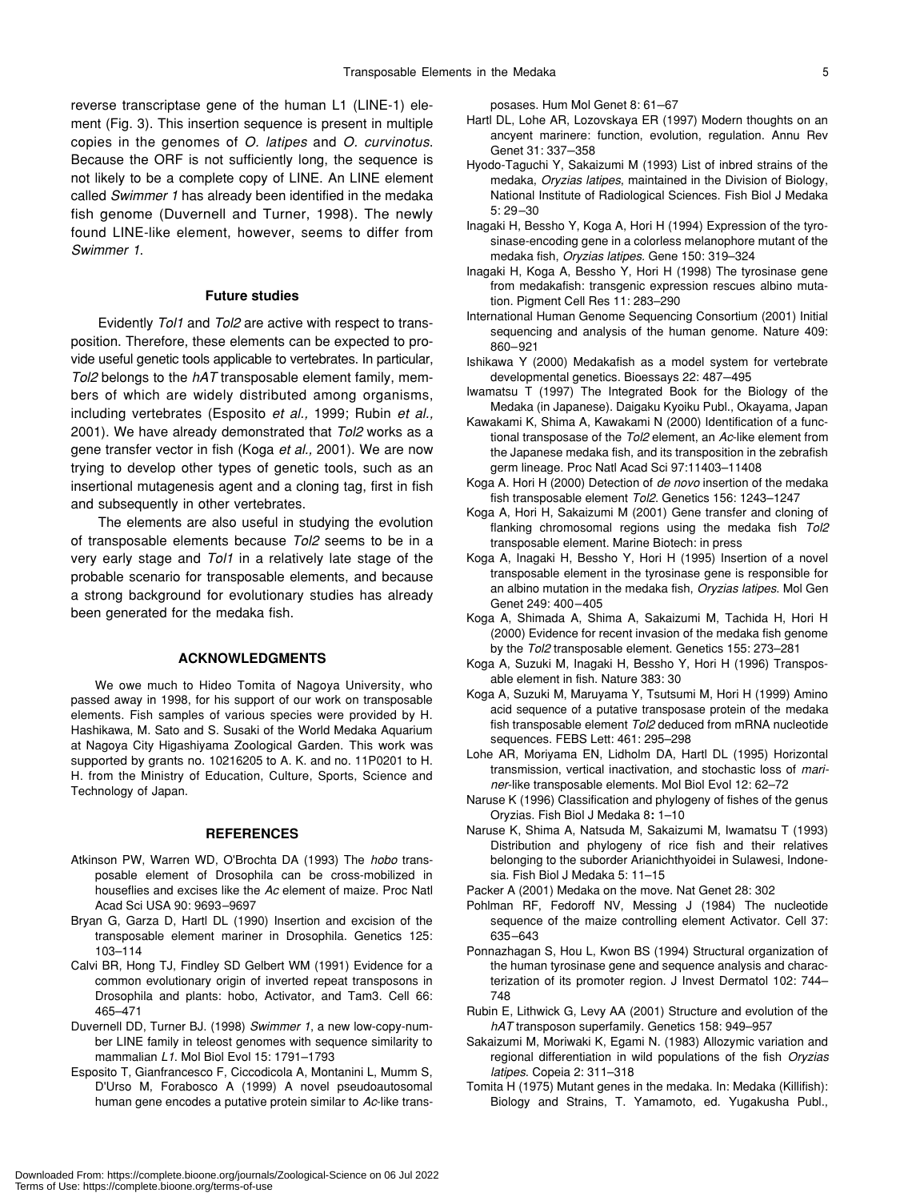reverse transcriptase gene of the human L1 (LINE-1) element (Fig. 3). This insertion sequence is present in multiple copies in the genomes of *O. latipes* and *O. curvinotus*. Because the ORF is not sufficiently long, the sequence is not likely to be a complete copy of LINE. An LINE element called *Swimmer 1* has already been identified in the medaka fish genome (Duvernell and Turner, 1998). The newly found LINE-like element, however, seems to differ from *Swimmer 1*.

### Future studies

Evidently *Tol1* and *Tol2* are active with respect to transposition. Therefore, these elements can be expected to provide useful genetic tools applicable to vertebrates. In particular, *Tol2* belongs to the *hAT* transposable element family, members of which are widely distributed among organisms, including vertebrates (Esposito *et al.,* 1999; Rubin *et al.,* 2001). We have already demonstrated that *Tol2* works as a gene transfer vector in fish (Koga *et al.,* 2001). We are now trying to develop other types of genetic tools, such as an insertional mutagenesis agent and a cloning tag, first in fish and subsequently in other vertebrates.

The elements are also useful in studying the evolution of transposable elements because *Tol2* seems to be in a very early stage and *Tol1* in a relatively late stage of the probable scenario for transposable elements, and because a strong background for evolutionary studies has already been generated for the medaka fish.

## ACKNOWLEDGMENTS

We owe much to Hideo Tomita of Nagoya University, who passed away in 1998, for his support of our work on transposable elements. Fish samples of various species were provided by H. Hashikawa, M. Sato and S. Susaki of the World Medaka Aquarium at Nagoya City Higashiyama Zoological Garden. This work was supported by grants no. 10216205 to A. K. and no. 11P0201 to H. H. from the Ministry of Education, Culture, Sports, Science and Technology of Japan.

## REFERENCES

- Atkinson PW, Warren WD, O'Brochta DA (1993) The *hobo* transposable element of Drosophila can be cross-mobilized in houseflies and excises like the *Ac* element of maize. Proc Natl Acad Sci USA 90: 9693–9697
- Bryan G, Garza D, Hartl DL (1990) Insertion and excision of the transposable element mariner in Drosophila. Genetics 125: 103–114
- Calvi BR, Hong TJ, Findley SD Gelbert WM (1991) Evidence for a common evolutionary origin of inverted repeat transposons in Drosophila and plants: hobo, Activator, and Tam3. Cell 66: 465–471
- Duvernell DD, Turner BJ. (1998) *Swimmer 1*, a new low-copy-number LINE family in teleost genomes with sequence similarity to mammalian *L1*. Mol Biol Evol 15: 1791–1793
- Esposito T, Gianfrancesco F, Ciccodicola A, Montanini L, Mumm S, D'Urso M, Forabosco A (1999) A novel pseudoautosomal human gene encodes a putative protein similar to *Ac*-like transposases. Hum Mol Genet 8: 61–67
- Hartl DL, Lohe AR, Lozovskaya ER (1997) Modern thoughts on an ancyent marinere: function, evolution, regulation. Annu Rev Genet 31: 337–358
- Hyodo-Taguchi Y, Sakaizumi M (1993) List of inbred strains of the medaka, *Oryzias latipes*, maintained in the Division of Biology, National Institute of Radiological Sciences. Fish Biol J Medaka 5: 29–30
- Inagaki H, Bessho Y, Koga A, Hori H (1994) Expression of the tyrosinase-encoding gene in a colorless melanophore mutant of the medaka fish, *Oryzias latipes*. Gene 150: 319–324
- Inagaki H, Koga A, Bessho Y, Hori H (1998) The tyrosinase gene from medakafish: transgenic expression rescues albino mutation. Pigment Cell Res 11: 283–290
- International Human Genome Sequencing Consortium (2001) Initial sequencing and analysis of the human genome. Nature 409: 860–921
- Ishikawa Y (2000) Medakafish as a model system for vertebrate developmental genetics. Bioessays 22: 487–495
- Iwamatsu T (1997) The Integrated Book for the Biology of the Medaka (in Japanese). Daigaku Kyoiku Publ., Okayama, Japan
- Kawakami K, Shima A, Kawakami N (2000) Identification of a functional transposase of the *Tol2* element, an *Ac*-like element from the Japanese medaka fish, and its transposition in the zebrafish germ lineage. Proc Natl Acad Sci 97:11403–11408
- Koga A. Hori H (2000) Detection of *de novo* insertion of the medaka fish transposable element *Tol2*. Genetics 156: 1243–1247
- Koga A, Hori H, Sakaizumi M (2001) Gene transfer and cloning of flanking chromosomal regions using the medaka fish *Tol2* transposable element. Marine Biotech: in press
- Koga A, Inagaki H, Bessho Y, Hori H (1995) Insertion of a novel transposable element in the tyrosinase gene is responsible for an albino mutation in the medaka fish, *Oryzias latipes*. Mol Gen Genet 249: 400–405
- Koga A, Shimada A, Shima A, Sakaizumi M, Tachida H, Hori H (2000) Evidence for recent invasion of the medaka fish genome by the *Tol2* transposable element. Genetics 155: 273–281
- Koga A, Suzuki M, Inagaki H, Bessho Y, Hori H (1996) Transposable element in fish. Nature 383: 30
- Koga A, Suzuki M, Maruyama Y, Tsutsumi M, Hori H (1999) Amino acid sequence of a putative transposase protein of the medaka fish transposable element *Tol2* deduced from mRNA nucleotide sequences. FEBS Lett: 461: 295–298
- Lohe AR, Moriyama EN, Lidholm DA, Hartl DL (1995) Horizontal transmission, vertical inactivation, and stochastic loss of *mariner*-like transposable elements. Mol Biol Evol 12: 62–72
- Naruse K (1996) Classification and phylogeny of fishes of the genus Oryzias. Fish Biol J Medaka 8**:** 1–10
- Naruse K, Shima A, Natsuda M, Sakaizumi M, Iwamatsu T (1993) Distribution and phylogeny of rice fish and their relatives belonging to the suborder Arianichthyoidei in Sulawesi, Indonesia. Fish Biol J Medaka 5: 11–15
- Packer A (2001) Medaka on the move. Nat Genet 28: 302
- Pohlman RF, Fedoroff NV, Messing J (1984) The nucleotide sequence of the maize controlling element Activator. Cell 37: 635–643
- Ponnazhagan S, Hou L, Kwon BS (1994) Structural organization of the human tyrosinase gene and sequence analysis and characterization of its promoter region. J Invest Dermatol 102: 744–748
- Rubin E, Lithwick G, Levy AA (2001) Structure and evolution of the *hAT* transposon superfamily. Genetics 158: 949–957
- Sakaizumi M, Moriwaki K, Egami N. (1983) Allozymic variation and regional differentiation in wild populations of the fish *Oryzias latipes*. Copeia 2: 311–318
- Tomita H (1975) Mutant genes in the medaka. In: Medaka (Killifish): Biology and Strains, T. Yamamoto, ed. Yugakusha Publ.,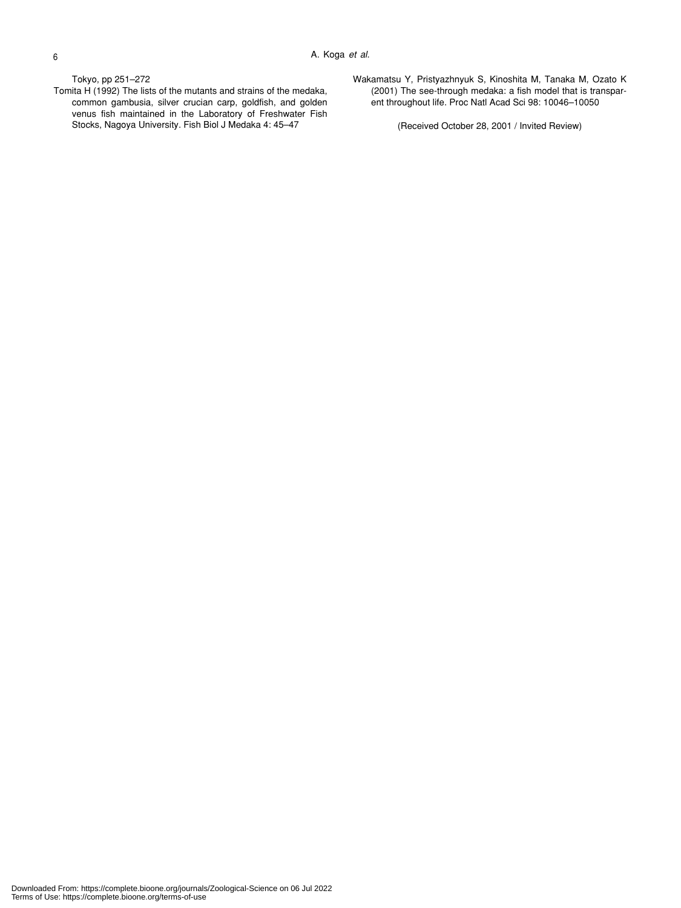Tokyo, pp 251–272

Tomita H (1992) The lists of the mutants and strains of the medaka, common gambusia, silver crucian carp, goldfish, and golden venus fish maintained in the Laboratory of Freshwater Fish Stocks, Nagoya University. Fish Biol J Medaka 4: 45–47

Wakamatsu Y, Pristyazhnyuk S, Kinoshita M, Tanaka M, Ozato K (2001) The see-through medaka: a fish model that is transparent throughout life. Proc Natl Acad Sci 98: 10046–10050

(Received October 28, 2001 / Invited Review)

Downloaded From: https://complete.bioone.org/journals/Zoological-Science on 06 Jul 2022
Terms of Use: https://complete.bioone.org/terms-of-use